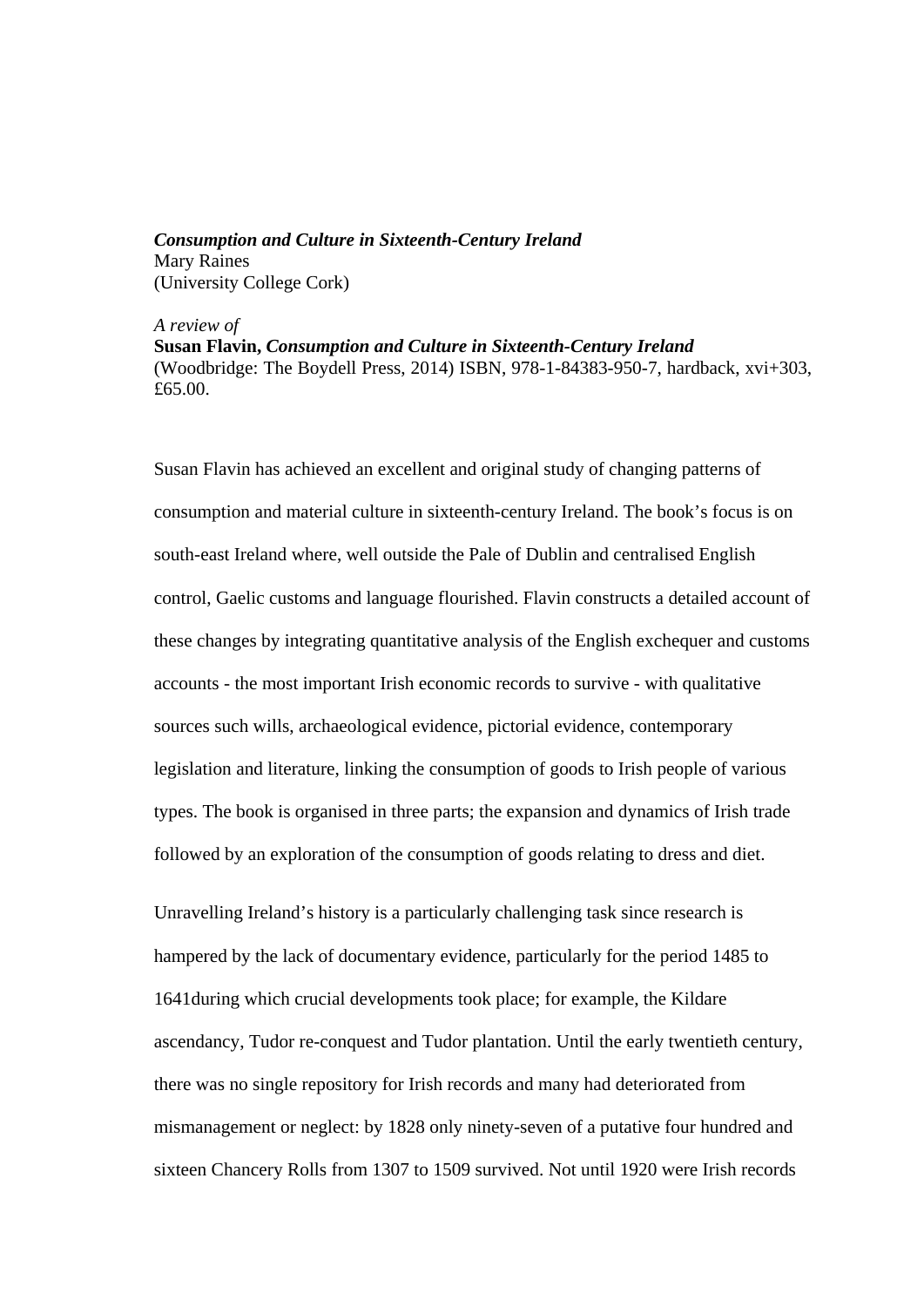***Consumption and Culture in Sixteenth-Century Ireland***
Mary Raines
(University College Cork)

*A review of*
**Susan Flavin, *Consumption and Culture in Sixteenth-Century Ireland***
(Woodbridge: The Boydell Press, 2014) ISBN, 978-1-84383-950-7, hardback, xvi+303, £65.00.

Susan Flavin has achieved an excellent and original study of changing patterns of consumption and material culture in sixteenth-century Ireland. The book's focus is on south-east Ireland where, well outside the Pale of Dublin and centralised English control, Gaelic customs and language flourished. Flavin constructs a detailed account of these changes by integrating quantitative analysis of the English exchequer and customs accounts - the most important Irish economic records to survive - with qualitative sources such wills, archaeological evidence, pictorial evidence, contemporary legislation and literature, linking the consumption of goods to Irish people of various types. The book is organised in three parts; the expansion and dynamics of Irish trade followed by an exploration of the consumption of goods relating to dress and diet.

Unravelling Ireland's history is a particularly challenging task since research is hampered by the lack of documentary evidence, particularly for the period 1485 to 1641during which crucial developments took place; for example, the Kildare ascendancy, Tudor re-conquest and Tudor plantation. Until the early twentieth century, there was no single repository for Irish records and many had deteriorated from mismanagement or neglect: by 1828 only ninety-seven of a putative four hundred and sixteen Chancery Rolls from 1307 to 1509 survived. Not until 1920 were Irish records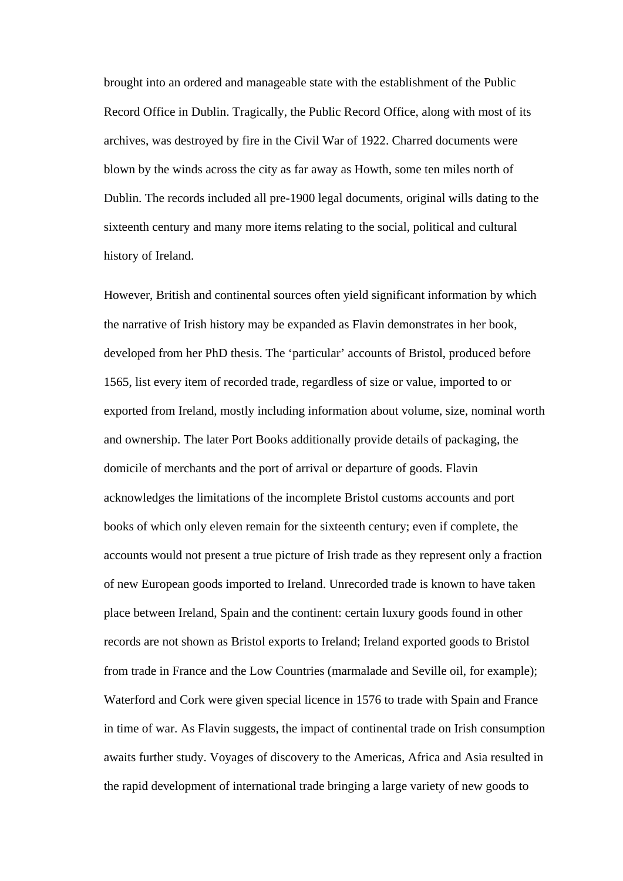brought into an ordered and manageable state with the establishment of the Public Record Office in Dublin. Tragically, the Public Record Office, along with most of its archives, was destroyed by fire in the Civil War of 1922. Charred documents were blown by the winds across the city as far away as Howth, some ten miles north of Dublin. The records included all pre-1900 legal documents, original wills dating to the sixteenth century and many more items relating to the social, political and cultural history of Ireland.

However, British and continental sources often yield significant information by which the narrative of Irish history may be expanded as Flavin demonstrates in her book, developed from her PhD thesis. The 'particular' accounts of Bristol, produced before 1565, list every item of recorded trade, regardless of size or value, imported to or exported from Ireland, mostly including information about volume, size, nominal worth and ownership. The later Port Books additionally provide details of packaging, the domicile of merchants and the port of arrival or departure of goods. Flavin acknowledges the limitations of the incomplete Bristol customs accounts and port books of which only eleven remain for the sixteenth century; even if complete, the accounts would not present a true picture of Irish trade as they represent only a fraction of new European goods imported to Ireland. Unrecorded trade is known to have taken place between Ireland, Spain and the continent: certain luxury goods found in other records are not shown as Bristol exports to Ireland; Ireland exported goods to Bristol from trade in France and the Low Countries (marmalade and Seville oil, for example); Waterford and Cork were given special licence in 1576 to trade with Spain and France in time of war. As Flavin suggests, the impact of continental trade on Irish consumption awaits further study. Voyages of discovery to the Americas, Africa and Asia resulted in the rapid development of international trade bringing a large variety of new goods to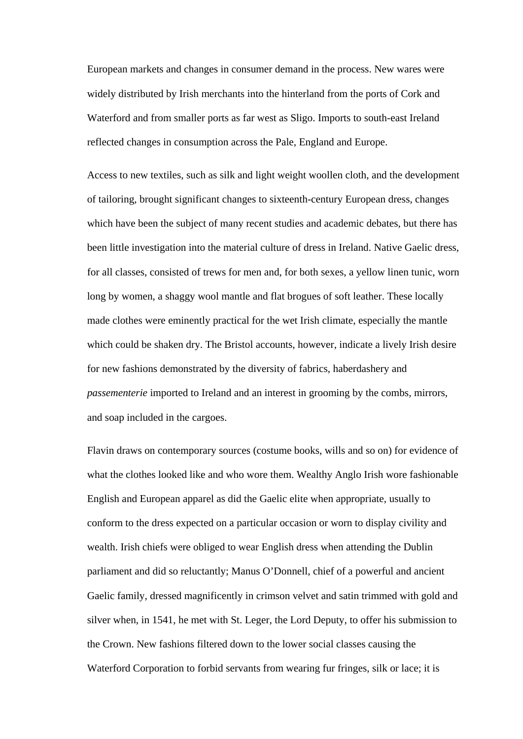European markets and changes in consumer demand in the process. New wares were widely distributed by Irish merchants into the hinterland from the ports of Cork and Waterford and from smaller ports as far west as Sligo. Imports to south-east Ireland reflected changes in consumption across the Pale, England and Europe.

Access to new textiles, such as silk and light weight woollen cloth, and the development of tailoring, brought significant changes to sixteenth-century European dress, changes which have been the subject of many recent studies and academic debates, but there has been little investigation into the material culture of dress in Ireland. Native Gaelic dress, for all classes, consisted of trews for men and, for both sexes, a yellow linen tunic, worn long by women, a shaggy wool mantle and flat brogues of soft leather. These locally made clothes were eminently practical for the wet Irish climate, especially the mantle which could be shaken dry. The Bristol accounts, however, indicate a lively Irish desire for new fashions demonstrated by the diversity of fabrics, haberdashery and *passementerie* imported to Ireland and an interest in grooming by the combs, mirrors, and soap included in the cargoes.

Flavin draws on contemporary sources (costume books, wills and so on) for evidence of what the clothes looked like and who wore them. Wealthy Anglo Irish wore fashionable English and European apparel as did the Gaelic elite when appropriate, usually to conform to the dress expected on a particular occasion or worn to display civility and wealth. Irish chiefs were obliged to wear English dress when attending the Dublin parliament and did so reluctantly; Manus O'Donnell, chief of a powerful and ancient Gaelic family, dressed magnificently in crimson velvet and satin trimmed with gold and silver when, in 1541, he met with St. Leger, the Lord Deputy, to offer his submission to the Crown. New fashions filtered down to the lower social classes causing the Waterford Corporation to forbid servants from wearing fur fringes, silk or lace; it is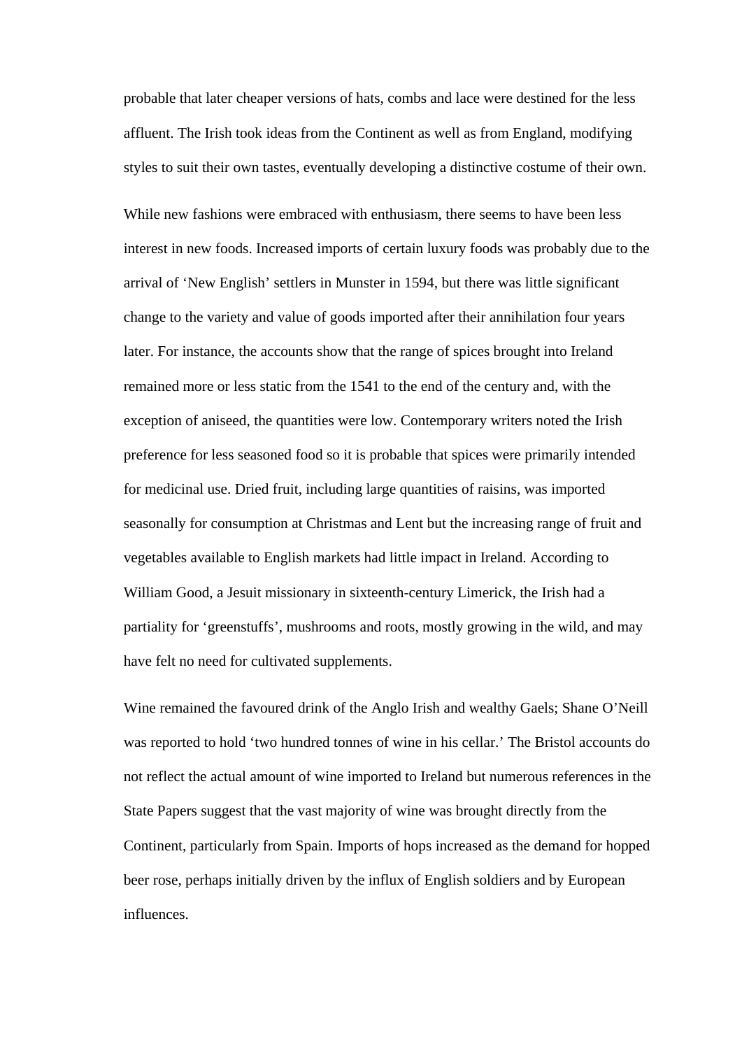probable that later cheaper versions of hats, combs and lace were destined for the less affluent. The Irish took ideas from the Continent as well as from England, modifying styles to suit their own tastes, eventually developing a distinctive costume of their own.

While new fashions were embraced with enthusiasm, there seems to have been less interest in new foods. Increased imports of certain luxury foods was probably due to the arrival of 'New English' settlers in Munster in 1594, but there was little significant change to the variety and value of goods imported after their annihilation four years later. For instance, the accounts show that the range of spices brought into Ireland remained more or less static from the 1541 to the end of the century and, with the exception of aniseed, the quantities were low. Contemporary writers noted the Irish preference for less seasoned food so it is probable that spices were primarily intended for medicinal use. Dried fruit, including large quantities of raisins, was imported seasonally for consumption at Christmas and Lent but the increasing range of fruit and vegetables available to English markets had little impact in Ireland. According to William Good, a Jesuit missionary in sixteenth-century Limerick, the Irish had a partiality for 'greenstuffs', mushrooms and roots, mostly growing in the wild, and may have felt no need for cultivated supplements.

Wine remained the favoured drink of the Anglo Irish and wealthy Gaels; Shane O'Neill was reported to hold 'two hundred tonnes of wine in his cellar.' The Bristol accounts do not reflect the actual amount of wine imported to Ireland but numerous references in the State Papers suggest that the vast majority of wine was brought directly from the Continent, particularly from Spain. Imports of hops increased as the demand for hopped beer rose, perhaps initially driven by the influx of English soldiers and by European influences.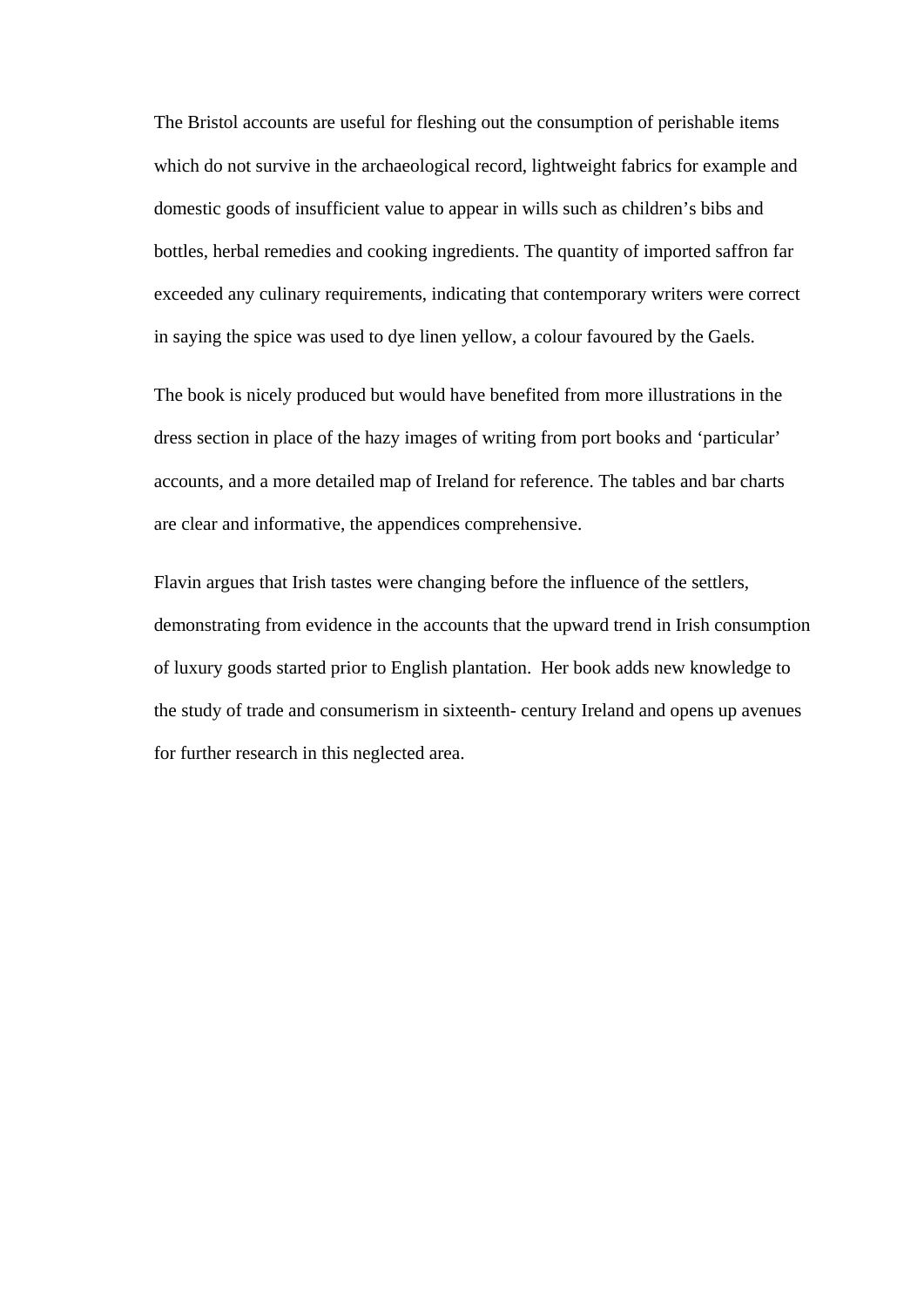The Bristol accounts are useful for fleshing out the consumption of perishable items which do not survive in the archaeological record, lightweight fabrics for example and domestic goods of insufficient value to appear in wills such as children's bibs and bottles, herbal remedies and cooking ingredients. The quantity of imported saffron far exceeded any culinary requirements, indicating that contemporary writers were correct in saying the spice was used to dye linen yellow, a colour favoured by the Gaels.

The book is nicely produced but would have benefited from more illustrations in the dress section in place of the hazy images of writing from port books and 'particular' accounts, and a more detailed map of Ireland for reference. The tables and bar charts are clear and informative, the appendices comprehensive.

Flavin argues that Irish tastes were changing before the influence of the settlers, demonstrating from evidence in the accounts that the upward trend in Irish consumption of luxury goods started prior to English plantation. Her book adds new knowledge to the study of trade and consumerism in sixteenth- century Ireland and opens up avenues for further research in this neglected area.